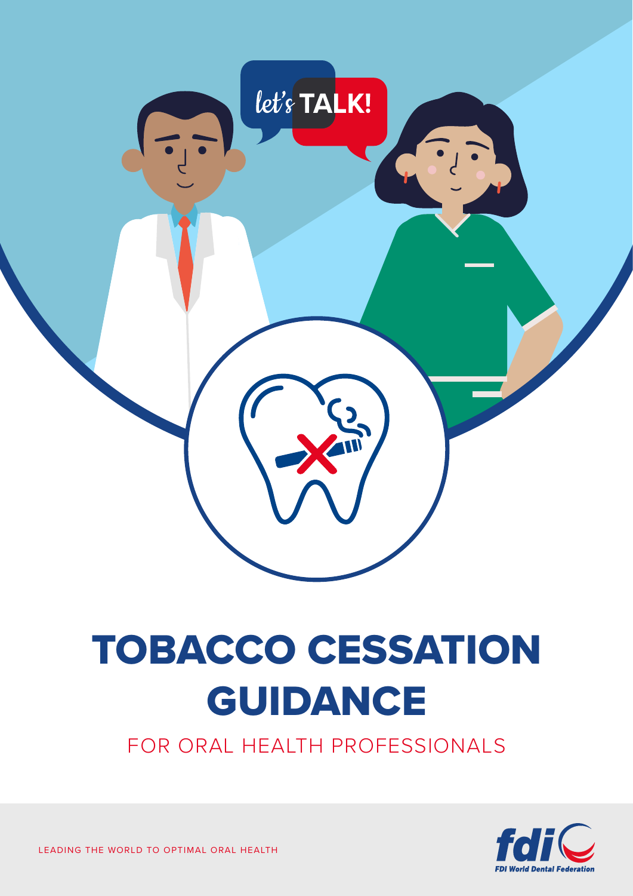let's TALK!

# TOBACCO CESSATION GUIDANCE

## FOR ORAL HEALTH PROFESSIONALS

LEADING THE WORLD TO OPTIMAL ORAL HEALTH

fdi FDI World Dental Federation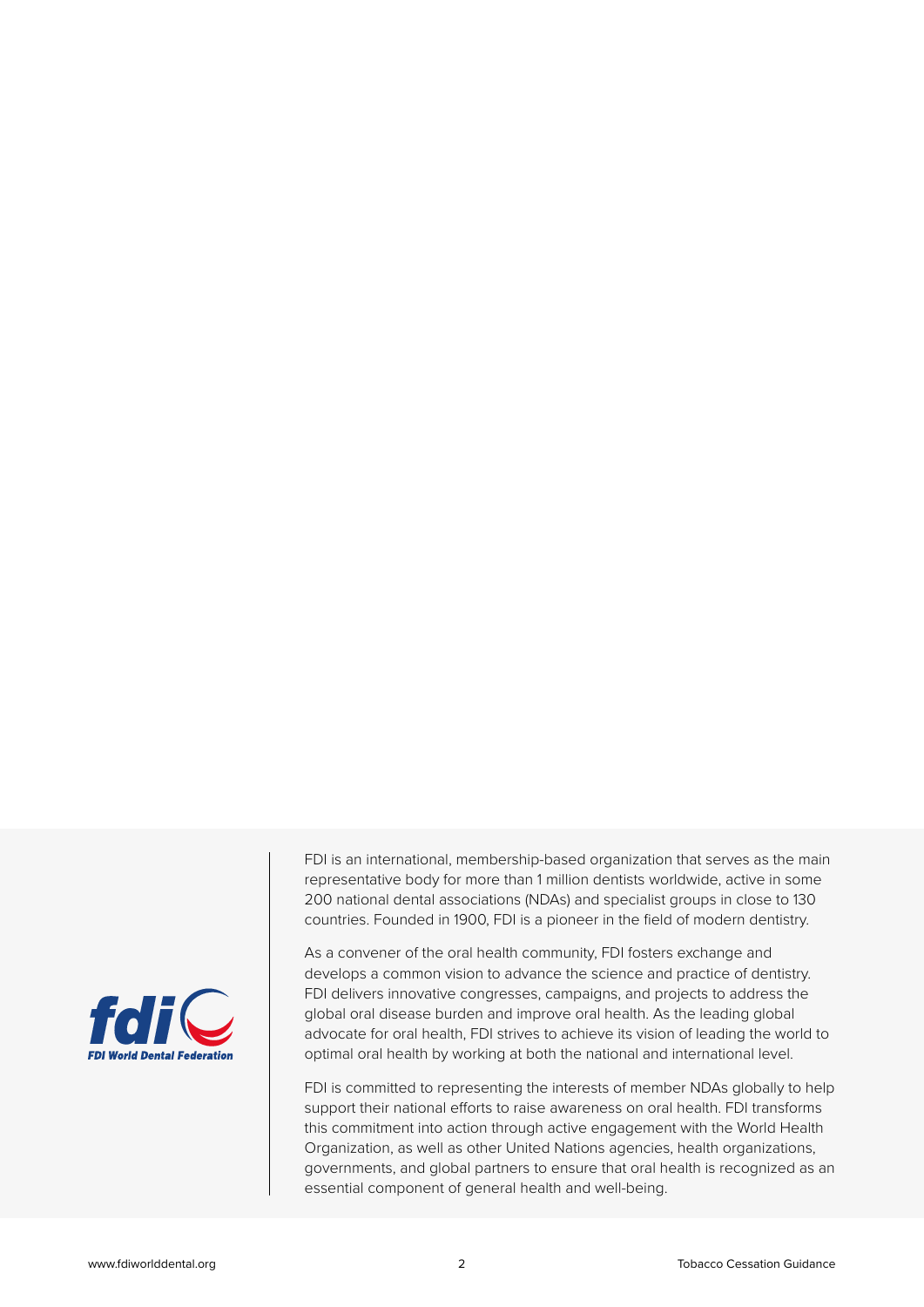FDI World Dental Federation

FDI is an international, membership-based organization that serves as the main representative body for more than 1 million dentists worldwide, active in some 200 national dental associations (NDAs) and specialist groups in close to 130 countries. Founded in 1900, FDI is a pioneer in the field of modern dentistry.

As a convener of the oral health community, FDI fosters exchange and develops a common vision to advance the science and practice of dentistry. FDI delivers innovative congresses, campaigns, and projects to address the global oral disease burden and improve oral health. As the leading global advocate for oral health, FDI strives to achieve its vision of leading the world to optimal oral health by working at both the national and international level.

FDI is committed to representing the interests of member NDAs globally to help support their national efforts to raise awareness on oral health. FDI transforms this commitment into action through active engagement with the World Health Organization, as well as other United Nations agencies, health organizations, governments, and global partners to ensure that oral health is recognized as an essential component of general health and well-being.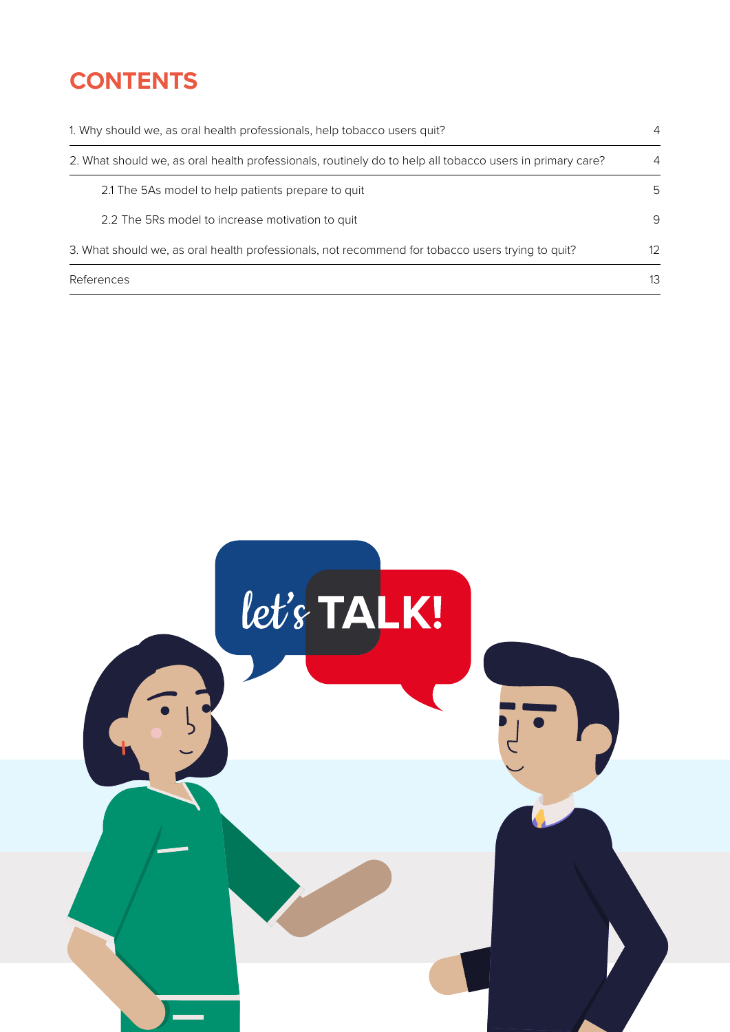# CONTENTS

| | |
|---|---|
| 1. Why should we, as oral health professionals, help tobacco users quit? | 4 |
| 2. What should we, as oral health professionals, routinely do to help all tobacco users in primary care? | 4 |
| 2.1 The 5As model to help patients prepare to quit | 5 |
| 2.2 The 5Rs model to increase motivation to quit | 9 |
| 3. What should we, as oral health professionals, not recommend for tobacco users trying to quit? | 12 |
| References | 13 |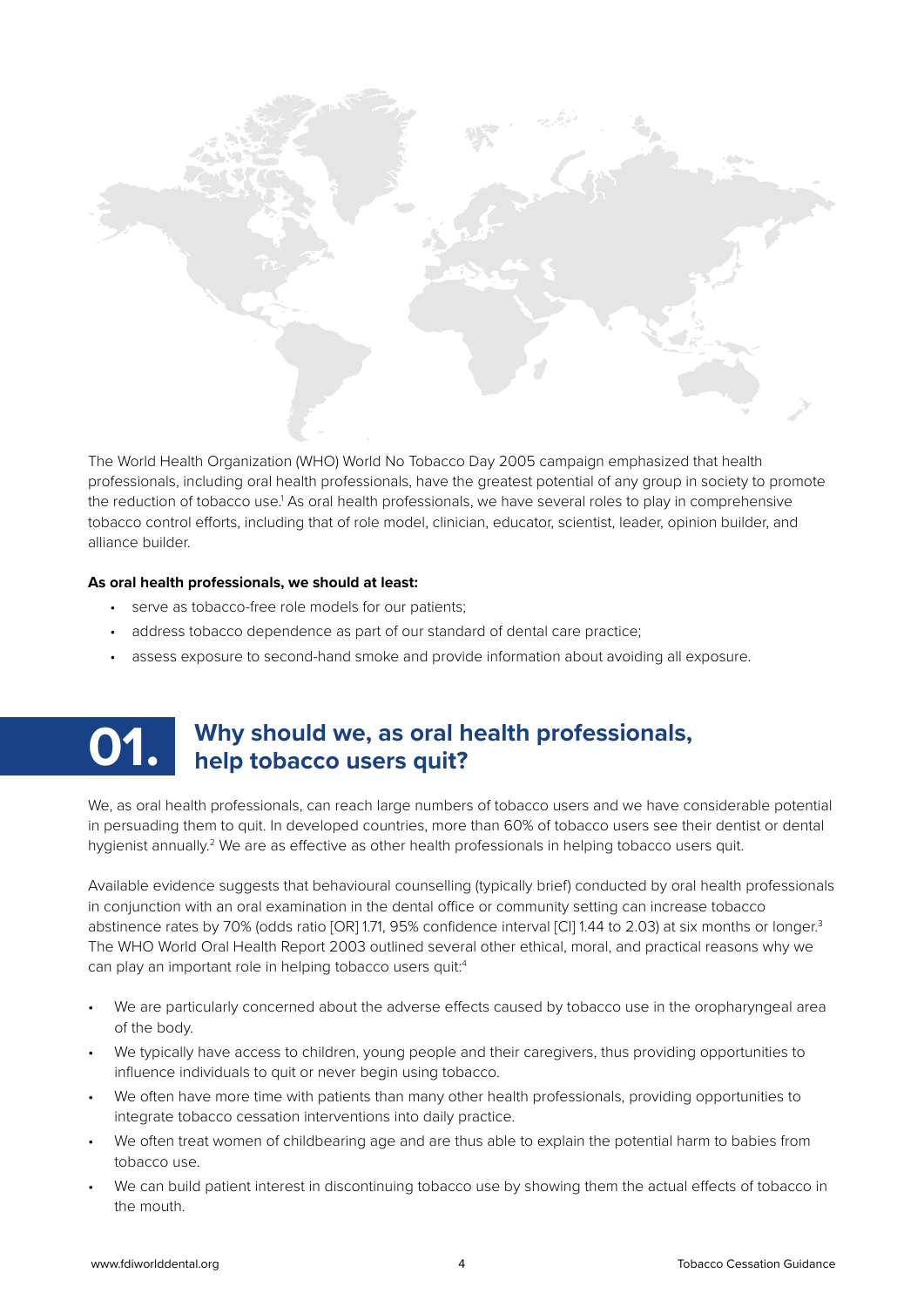The World Health Organization (WHO) World No Tobacco Day 2005 campaign emphasized that health professionals, including oral health professionals, have the greatest potential of any group in society to promote the reduction of tobacco use.[1] As oral health professionals, we have several roles to play in comprehensive tobacco control efforts, including that of role model, clinician, educator, scientist, leader, opinion builder, and alliance builder.

**As oral health professionals, we should at least:**

- serve as tobacco-free role models for our patients;
- address tobacco dependence as part of our standard of dental care practice;
- assess exposure to second-hand smoke and provide information about avoiding all exposure.

## 01. Why should we, as oral health professionals, help tobacco users quit?

We, as oral health professionals, can reach large numbers of tobacco users and we have considerable potential in persuading them to quit. In developed countries, more than 60% of tobacco users see their dentist or dental hygienist annually.[2] We are as effective as other health professionals in helping tobacco users quit.

Available evidence suggests that behavioural counselling (typically brief) conducted by oral health professionals in conjunction with an oral examination in the dental office or community setting can increase tobacco abstinence rates by 70% (odds ratio [OR] 1.71, 95% confidence interval [CI] 1.44 to 2.03) at six months or longer.[3] The WHO World Oral Health Report 2003 outlined several other ethical, moral, and practical reasons why we can play an important role in helping tobacco users quit:[4]

- We are particularly concerned about the adverse effects caused by tobacco use in the oropharyngeal area of the body.
- We typically have access to children, young people and their caregivers, thus providing opportunities to influence individuals to quit or never begin using tobacco.
- We often have more time with patients than many other health professionals, providing opportunities to integrate tobacco cessation interventions into daily practice.
- We often treat women of childbearing age and are thus able to explain the potential harm to babies from tobacco use.
- We can build patient interest in discontinuing tobacco use by showing them the actual effects of tobacco in the mouth.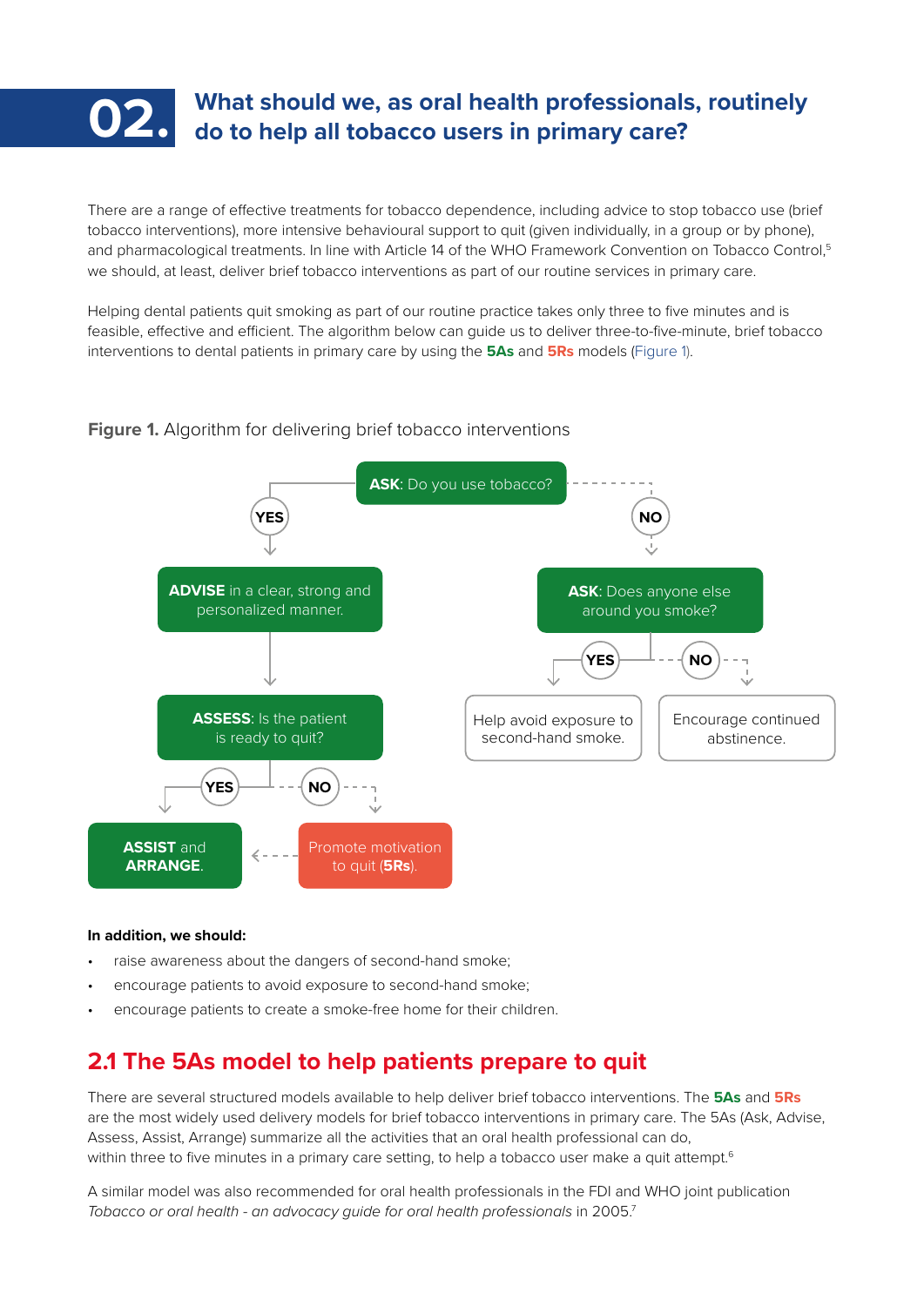# 02. What should we, as oral health professionals, routinely do to help all tobacco users in primary care?

There are a range of effective treatments for tobacco dependence, including advice to stop tobacco use (brief tobacco interventions), more intensive behavioural support to quit (given individually, in a group or by phone), and pharmacological treatments. In line with Article 14 of the WHO Framework Convention on Tobacco Control,[5] we should, at least, deliver brief tobacco interventions as part of our routine services in primary care.

Helping dental patients quit smoking as part of our routine practice takes only three to five minutes and is feasible, effective and efficient. The algorithm below can guide us to deliver three-to-five-minute, brief tobacco interventions to dental patients in primary care by using the **5As** and **5Rs** models (Figure 1).

**Figure 1.** Algorithm for delivering brief tobacco interventions

- **ASK**: Do you use tobacco?
  - **YES** → **ADVISE** in a clear, strong and personalized manner.
    - → **ASSESS**: Is the patient is ready to quit?
      - **YES** → **ASSIST** and **ARRANGE**.
      - **NO** → Promote motivation to quit (**5Rs**). → **ASSIST** and **ARRANGE**.
  - **NO** → **ASK**: Does anyone else around you smoke?
    - **YES** → Help avoid exposure to second-hand smoke.
    - **NO** → Encourage continued abstinence.

**In addition, we should:**

- raise awareness about the dangers of second-hand smoke;
- encourage patients to avoid exposure to second-hand smoke;
- encourage patients to create a smoke-free home for their children.

## 2.1 The 5As model to help patients prepare to quit

There are several structured models available to help deliver brief tobacco interventions. The **5As** and **5Rs** are the most widely used delivery models for brief tobacco interventions in primary care. The 5As (Ask, Advise, Assess, Assist, Arrange) summarize all the activities that an oral health professional can do, within three to five minutes in a primary care setting, to help a tobacco user make a quit attempt.[6]

A similar model was also recommended for oral health professionals in the FDI and WHO joint publication *Tobacco or oral health - an advocacy guide for oral health professionals* in 2005.[7]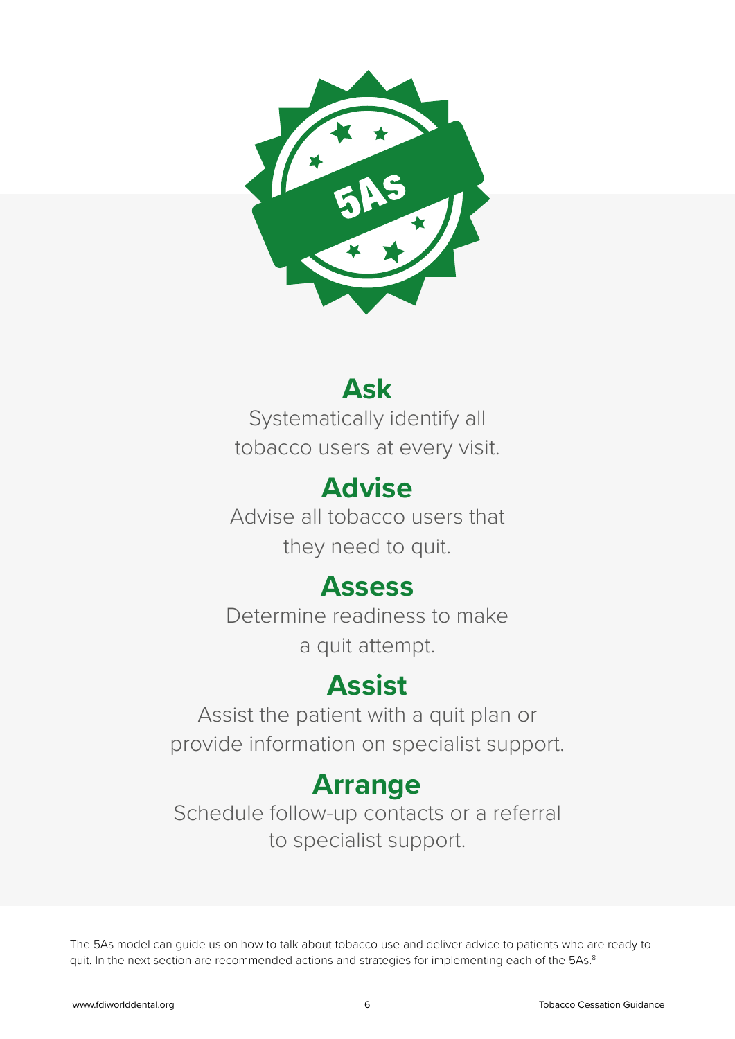5As

## Ask

Systematically identify all tobacco users at every visit.

## Advise

Advise all tobacco users that they need to quit.

## Assess

Determine readiness to make a quit attempt.

## Assist

Assist the patient with a quit plan or provide information on specialist support.

## Arrange

Schedule follow-up contacts or a referral to specialist support.

The 5As model can guide us on how to talk about tobacco use and deliver advice to patients who are ready to quit. In the next section are recommended actions and strategies for implementing each of the 5As.[8]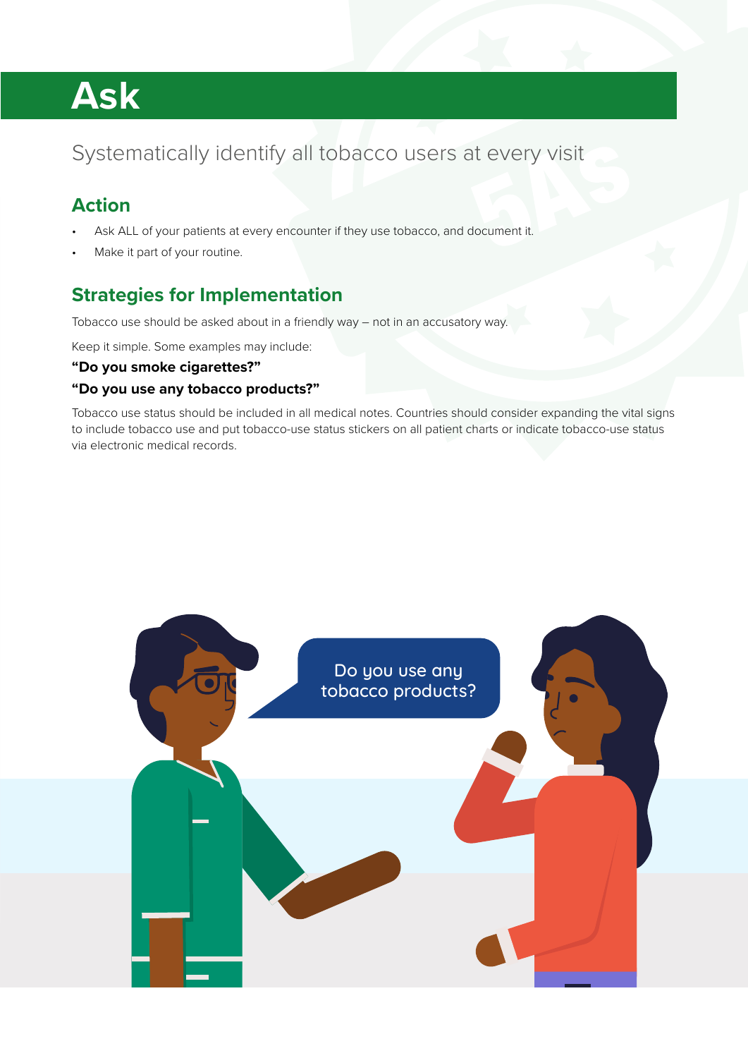# Ask

Systematically identify all tobacco users at every visit

## Action

- Ask ALL of your patients at every encounter if they use tobacco, and document it.
- Make it part of your routine.

## Strategies for Implementation

Tobacco use should be asked about in a friendly way – not in an accusatory way.

Keep it simple. Some examples may include:

**"Do you smoke cigarettes?"**

**"Do you use any tobacco products?"**

Tobacco use status should be included in all medical notes. Countries should consider expanding the vital signs to include tobacco use and put tobacco-use status stickers on all patient charts or indicate tobacco-use status via electronic medical records.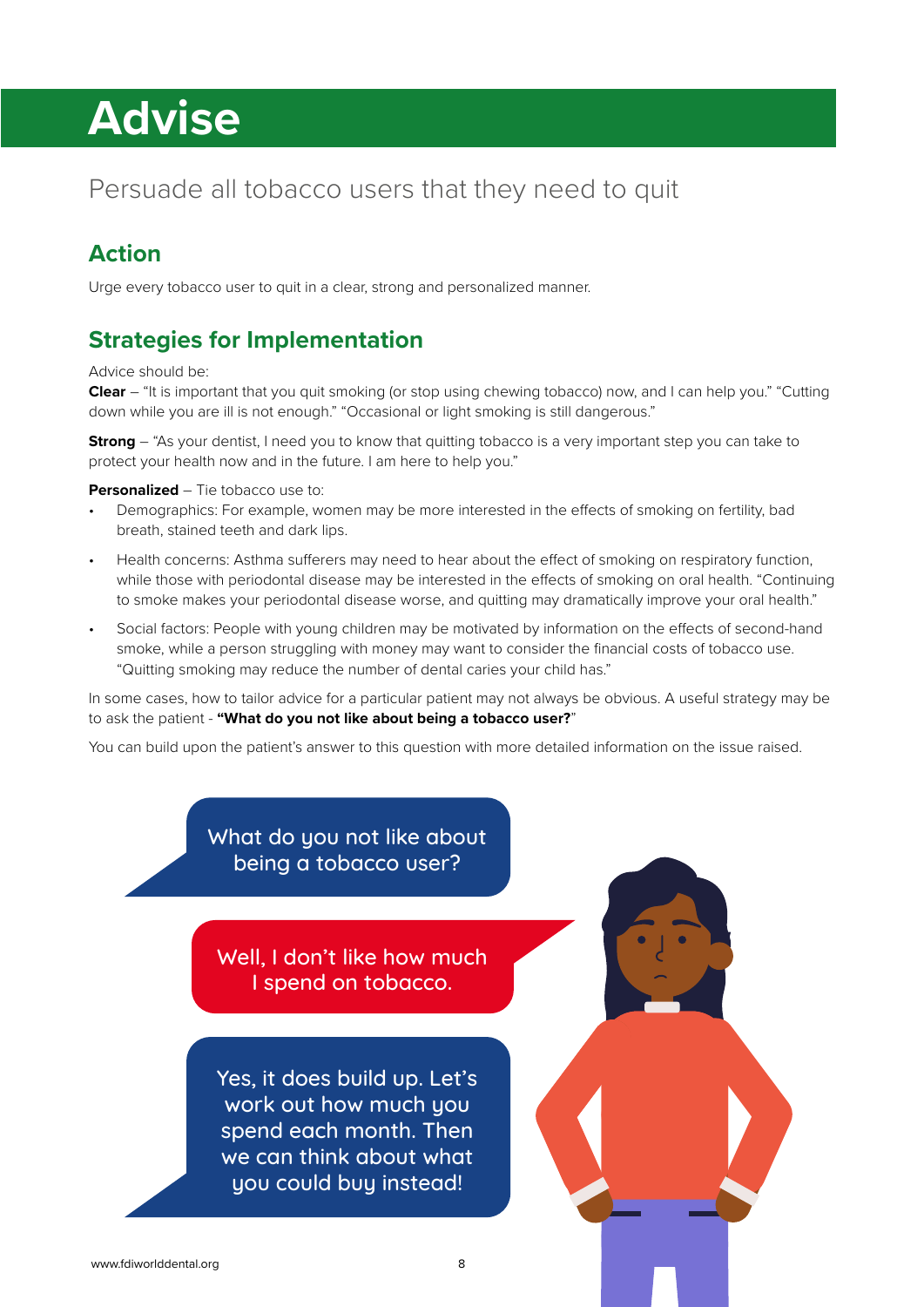# Advise

Persuade all tobacco users that they need to quit

## Action

Urge every tobacco user to quit in a clear, strong and personalized manner.

## Strategies for Implementation

Advice should be:

**Clear** – "It is important that you quit smoking (or stop using chewing tobacco) now, and I can help you." "Cutting down while you are ill is not enough." "Occasional or light smoking is still dangerous."

**Strong** – "As your dentist, I need you to know that quitting tobacco is a very important step you can take to protect your health now and in the future. I am here to help you."

**Personalized** – Tie tobacco use to:

- Demographics: For example, women may be more interested in the effects of smoking on fertility, bad breath, stained teeth and dark lips.
- Health concerns: Asthma sufferers may need to hear about the effect of smoking on respiratory function, while those with periodontal disease may be interested in the effects of smoking on oral health. "Continuing to smoke makes your periodontal disease worse, and quitting may dramatically improve your oral health."
- Social factors: People with young children may be motivated by information on the effects of second-hand smoke, while a person struggling with money may want to consider the financial costs of tobacco use. "Quitting smoking may reduce the number of dental caries your child has."

In some cases, how to tailor advice for a particular patient may not always be obvious. A useful strategy may be to ask the patient - **"What do you not like about being a tobacco user?**"

You can build upon the patient's answer to this question with more detailed information on the issue raised.

What do you not like about being a tobacco user?

Well, I don't like how much I spend on tobacco.

Yes, it does build up. Let's work out how much you spend each month. Then we can think about what you could buy instead!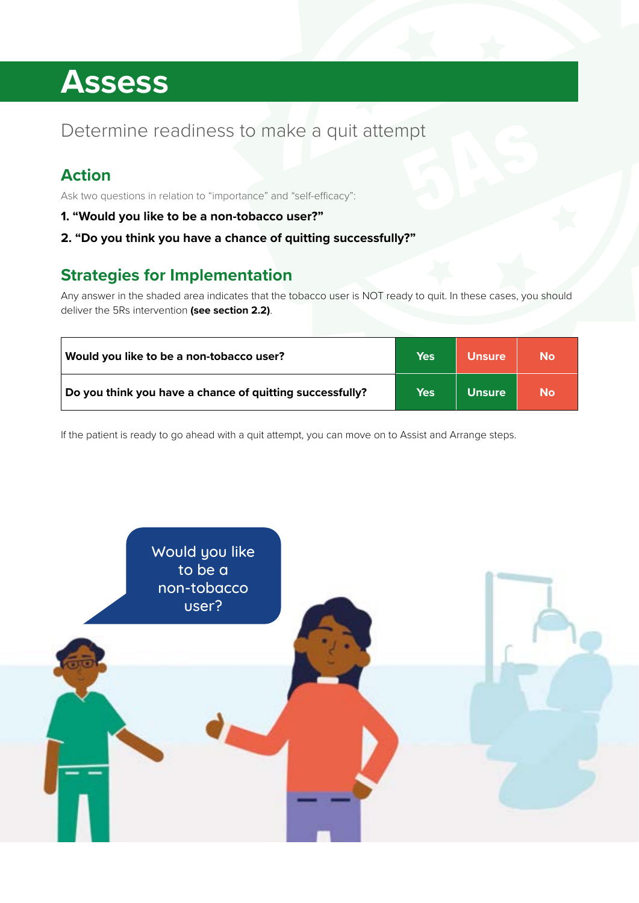# Assess

Determine readiness to make a quit attempt

## Action

Ask two questions in relation to "importance" and "self-efficacy":

1. **"Would you like to be a non-tobacco user?"**
2. **"Do you think you have a chance of quitting successfully?"**

## Strategies for Implementation

Any answer in the shaded area indicates that the tobacco user is NOT ready to quit. In these cases, you should deliver the 5Rs intervention **(see section 2.2)**.

| | | | |
|---|---|---|---|
| **Would you like to be a non-tobacco user?** | **Yes** | **Unsure** | **No** |
| **Do you think you have a chance of quitting successfully?** | **Yes** | **Unsure** | **No** |

If the patient is ready to go ahead with a quit attempt, you can move on to Assist and Arrange steps.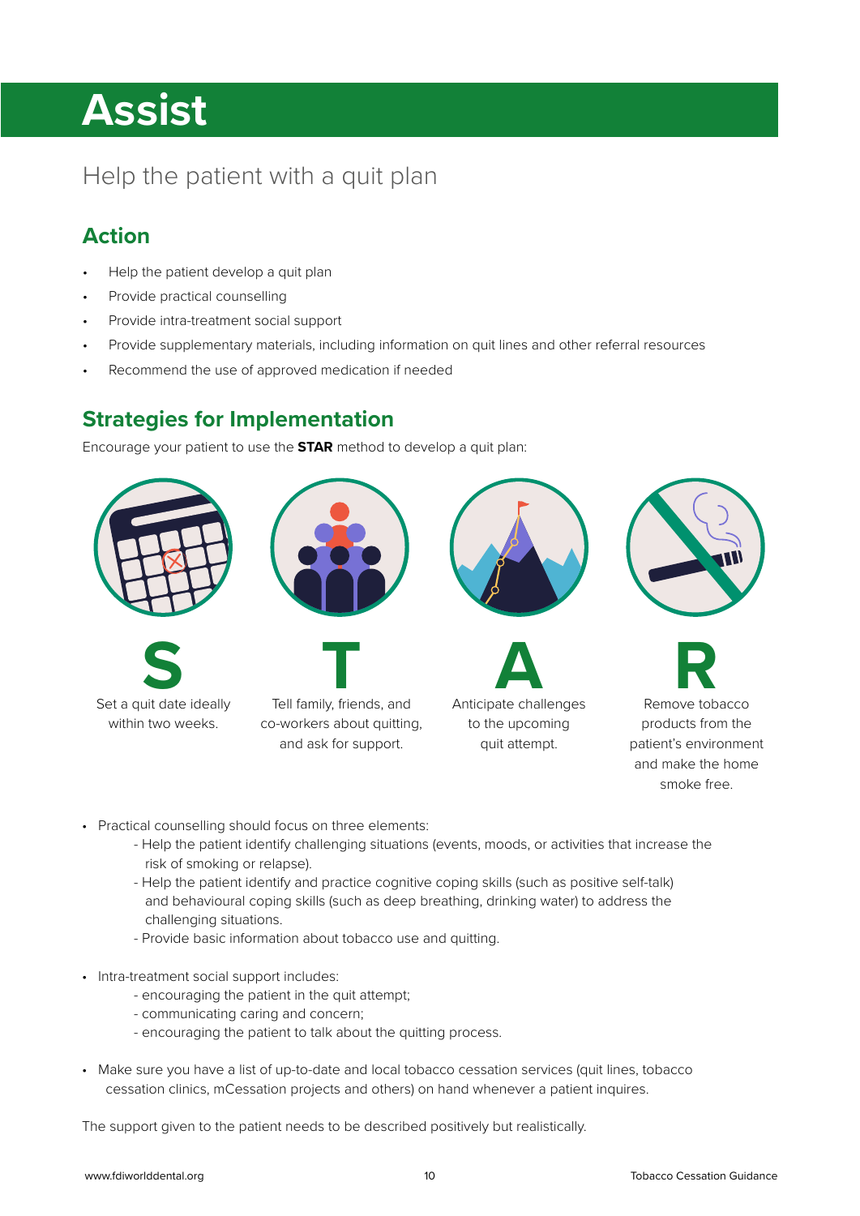# Assist

Help the patient with a quit plan

## Action

- Help the patient develop a quit plan
- Provide practical counselling
- Provide intra-treatment social support
- Provide supplementary materials, including information on quit lines and other referral resources
- Recommend the use of approved medication if needed

## Strategies for Implementation

Encourage your patient to use the **STAR** method to develop a quit plan:

**S**
Set a quit date ideally within two weeks.

**T**
Tell family, friends, and co-workers about quitting, and ask for support.

**A**
Anticipate challenges to the upcoming quit attempt.

**R**
Remove tobacco products from the patient's environment and make the home smoke free.

- Practical counselling should focus on three elements:
  - Help the patient identify challenging situations (events, moods, or activities that increase the risk of smoking or relapse).
  - Help the patient identify and practice cognitive coping skills (such as positive self-talk) and behavioural coping skills (such as deep breathing, drinking water) to address the challenging situations.
  - Provide basic information about tobacco use and quitting.

- Intra-treatment social support includes:
  - encouraging the patient in the quit attempt;
  - communicating caring and concern;
  - encouraging the patient to talk about the quitting process.

- Make sure you have a list of up-to-date and local tobacco cessation services (quit lines, tobacco cessation clinics, mCessation projects and others) on hand whenever a patient inquires.

The support given to the patient needs to be described positively but realistically.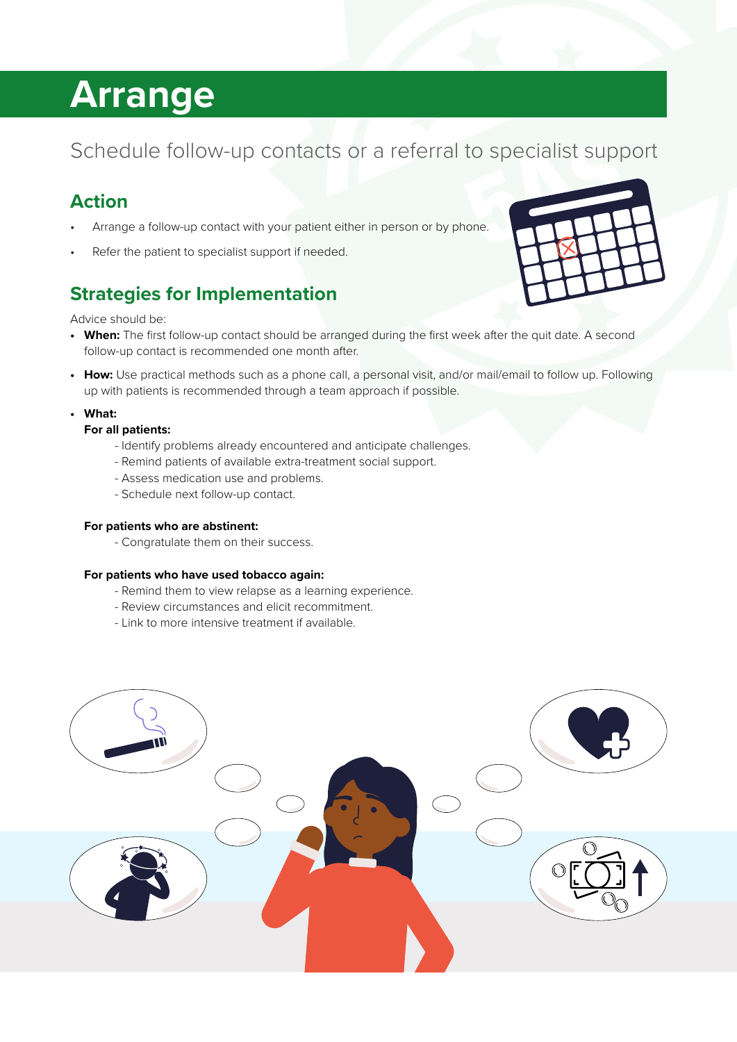# Arrange

Schedule follow-up contacts or a referral to specialist support

## Action

- Arrange a follow-up contact with your patient either in person or by phone.
- Refer the patient to specialist support if needed.

## Strategies for Implementation

Advice should be:

- **When:** The first follow-up contact should be arranged during the first week after the quit date. A second follow-up contact is recommended one month after.
- **How:** Use practical methods such as a phone call, a personal visit, and/or mail/email to follow up. Following up with patients is recommended through a team approach if possible.
- **What:**

  **For all patients:**

  - Identify problems already encountered and anticipate challenges.
  - Remind patients of available extra-treatment social support.
  - Assess medication use and problems.
  - Schedule next follow-up contact.

  **For patients who are abstinent:**

  - Congratulate them on their success.

  **For patients who have used tobacco again:**

  - Remind them to view relapse as a learning experience.
  - Review circumstances and elicit recommitment.
  - Link to more intensive treatment if available.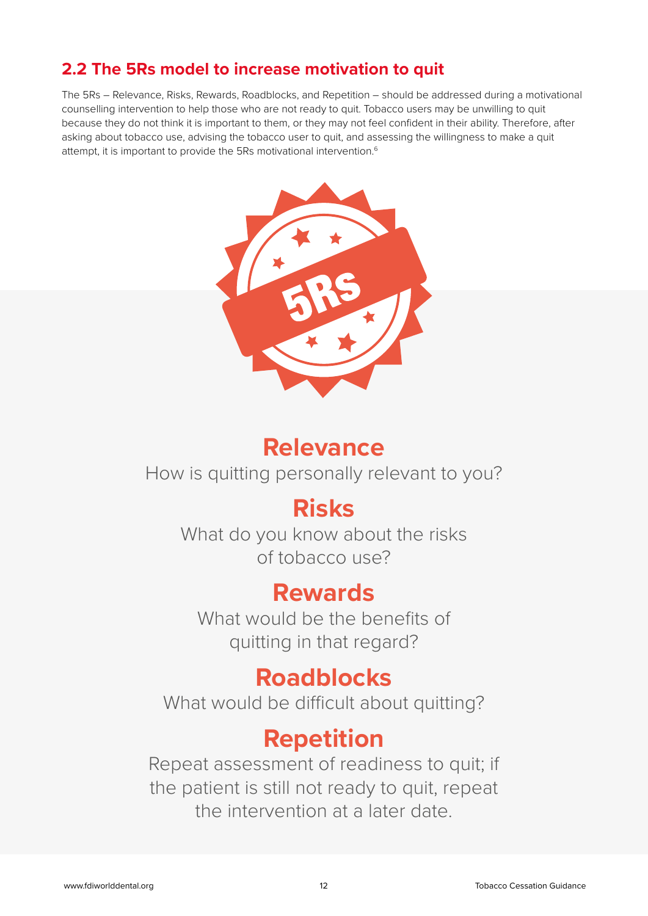## 2.2 The 5Rs model to increase motivation to quit

The 5Rs – Relevance, Risks, Rewards, Roadblocks, and Repetition – should be addressed during a motivational counselling intervention to help those who are not ready to quit. Tobacco users may be unwilling to quit because they do not think it is important to them, or they may not feel confident in their ability. Therefore, after asking about tobacco use, advising the tobacco user to quit, and assessing the willingness to make a quit attempt, it is important to provide the 5Rs motivational intervention.[6]

5RS

### Relevance

How is quitting personally relevant to you?

### Risks

What do you know about the risks of tobacco use?

### Rewards

What would be the benefits of quitting in that regard?

### Roadblocks

What would be difficult about quitting?

### Repetition

Repeat assessment of readiness to quit; if the patient is still not ready to quit, repeat the intervention at a later date.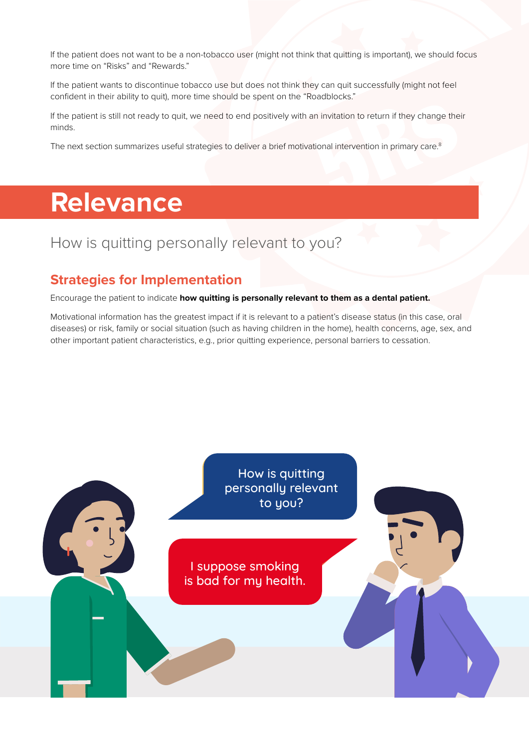If the patient does not want to be a non-tobacco user (might not think that quitting is important), we should focus more time on "Risks" and "Rewards."

If the patient wants to discontinue tobacco use but does not think they can quit successfully (might not feel confident in their ability to quit), more time should be spent on the "Roadblocks."

If the patient is still not ready to quit, we need to end positively with an invitation to return if they change their minds.

The next section summarizes useful strategies to deliver a brief motivational intervention in primary care.[8]

# Relevance

## How is quitting personally relevant to you?

### Strategies for Implementation

Encourage the patient to indicate **how quitting is personally relevant to them as a dental patient.**

Motivational information has the greatest impact if it is relevant to a patient's disease status (in this case, oral diseases) or risk, family or social situation (such as having children in the home), health concerns, age, sex, and other important patient characteristics, e.g., prior quitting experience, personal barriers to cessation.

How is quitting personally relevant to you?

I suppose smoking is bad for my health.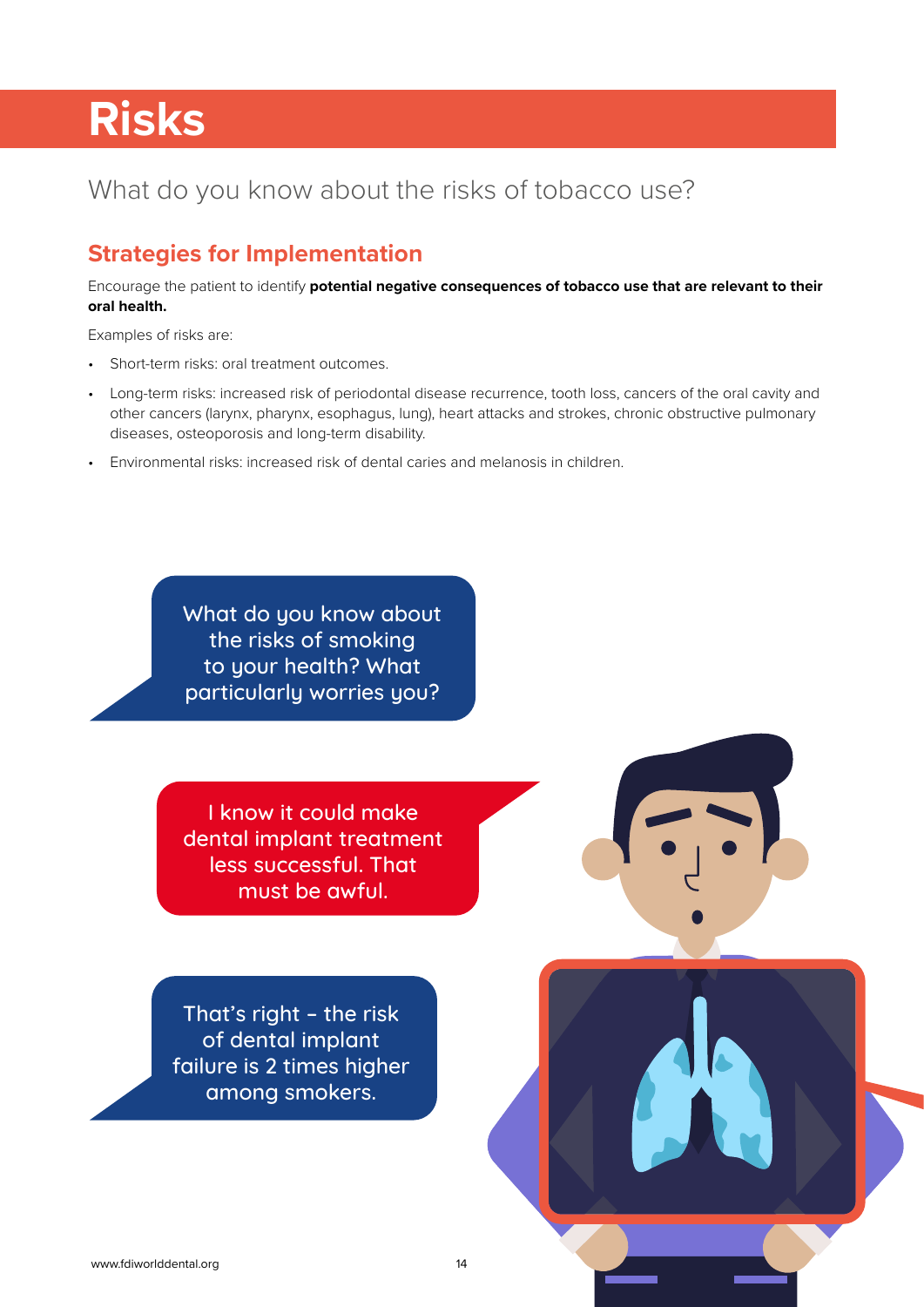# Risks

What do you know about the risks of tobacco use?

## Strategies for Implementation

Encourage the patient to identify **potential negative consequences of tobacco use that are relevant to their oral health.**

Examples of risks are:

- Short-term risks: oral treatment outcomes.
- Long-term risks: increased risk of periodontal disease recurrence, tooth loss, cancers of the oral cavity and other cancers (larynx, pharynx, esophagus, lung), heart attacks and strokes, chronic obstructive pulmonary diseases, osteoporosis and long-term disability.
- Environmental risks: increased risk of dental caries and melanosis in children.

What do you know about the risks of smoking to your health? What particularly worries you?

I know it could make dental implant treatment less successful. That must be awful.

That's right – the risk of dental implant failure is 2 times higher among smokers.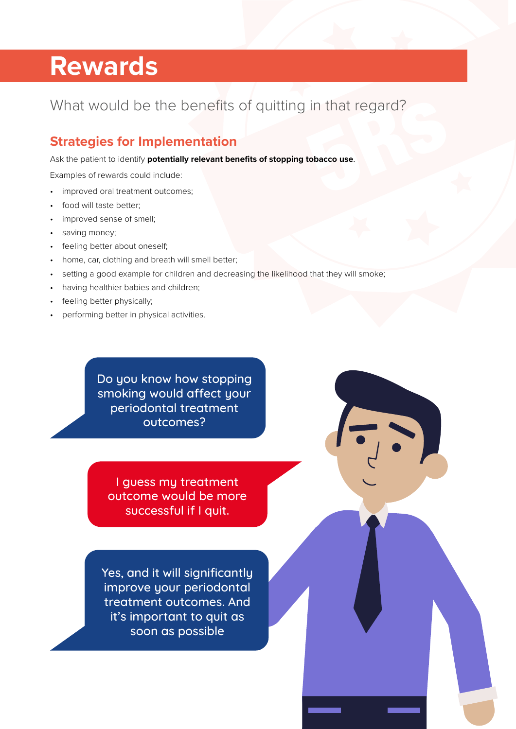# Rewards

What would be the benefits of quitting in that regard?

## Strategies for Implementation

Ask the patient to identify **potentially relevant benefits of stopping tobacco use**.

Examples of rewards could include:

- improved oral treatment outcomes;
- food will taste better;
- improved sense of smell;
- saving money;
- feeling better about oneself;
- home, car, clothing and breath will smell better;
- setting a good example for children and decreasing the likelihood that they will smoke;
- having healthier babies and children;
- feeling better physically;
- performing better in physical activities.

Do you know how stopping smoking would affect your periodontal treatment outcomes?

I guess my treatment outcome would be more successful if I quit.

Yes, and it will significantly improve your periodontal treatment outcomes. And it's important to quit as soon as possible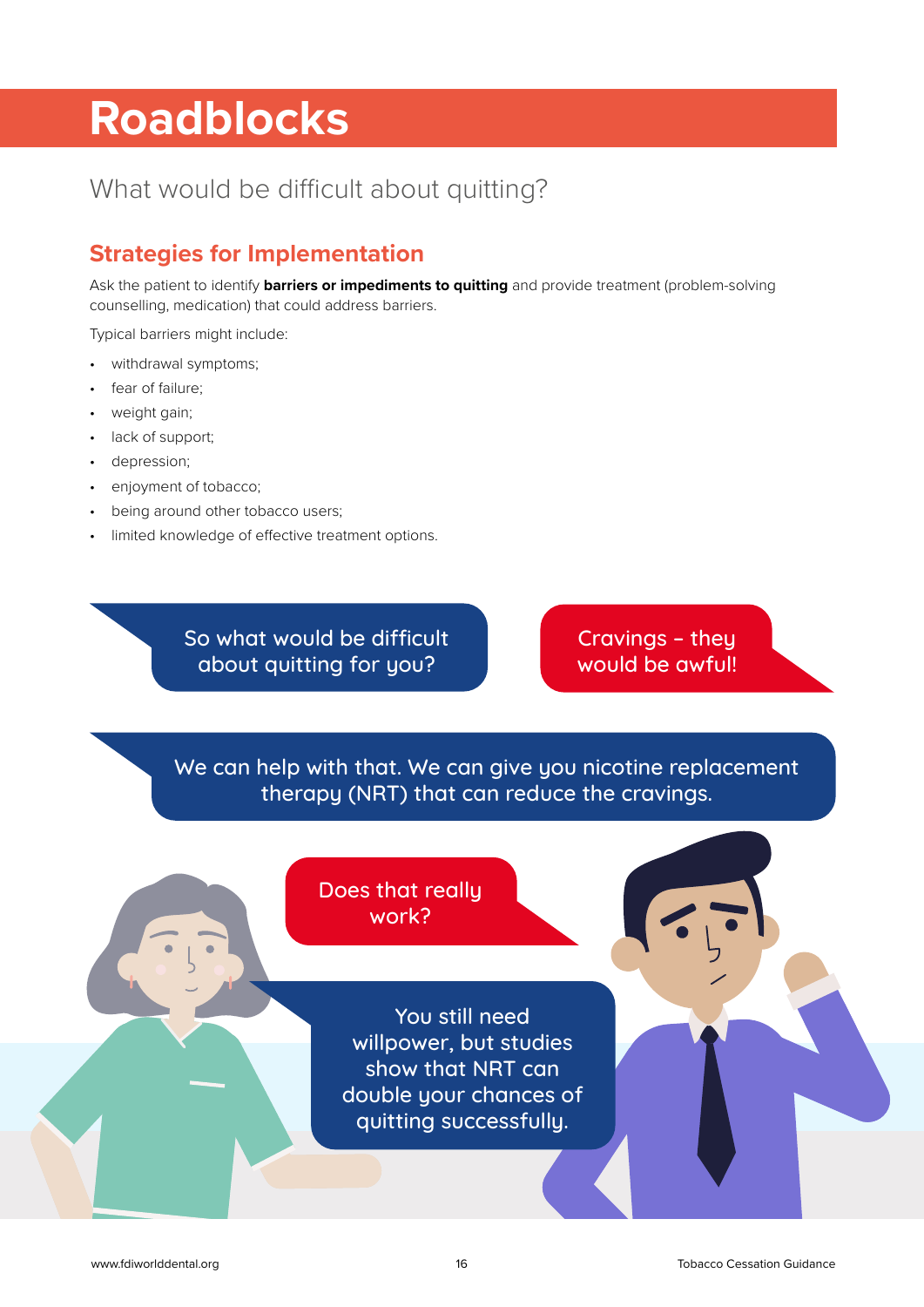# Roadblocks

What would be difficult about quitting?

## Strategies for Implementation

Ask the patient to identify **barriers or impediments to quitting** and provide treatment (problem-solving counselling, medication) that could address barriers.

Typical barriers might include:

- withdrawal symptoms;
- fear of failure;
- weight gain;
- lack of support;
- depression;
- enjoyment of tobacco;
- being around other tobacco users;
- limited knowledge of effective treatment options.

So what would be difficult about quitting for you?

Cravings – they would be awful!

We can help with that. We can give you nicotine replacement therapy (NRT) that can reduce the cravings.

Does that really work?

You still need willpower, but studies show that NRT can double your chances of quitting successfully.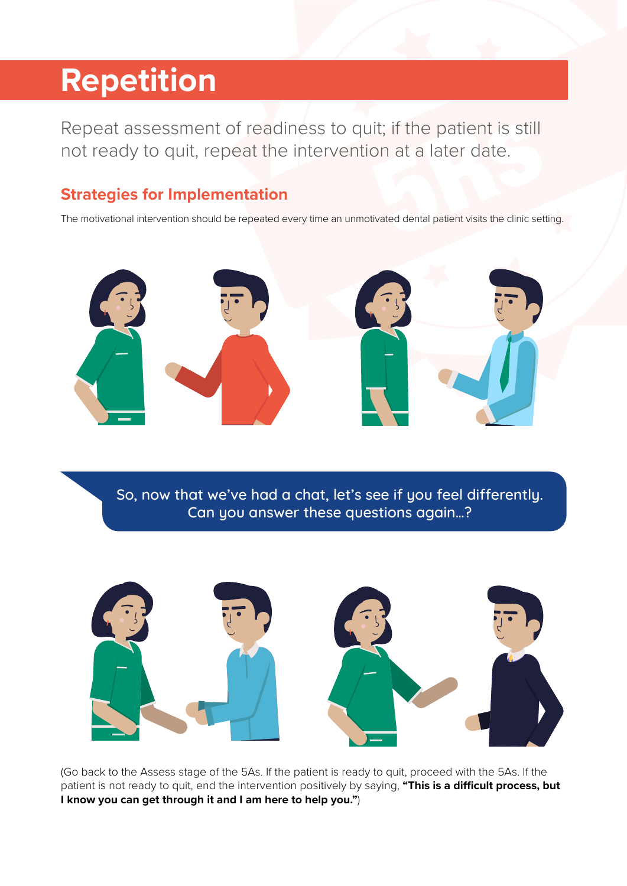# Repetition

Repeat assessment of readiness to quit; if the patient is still not ready to quit, repeat the intervention at a later date.

## Strategies for Implementation

The motivational intervention should be repeated every time an unmotivated dental patient visits the clinic setting.

> So, now that we've had a chat, let's see if you feel differently. Can you answer these questions again...?

(Go back to the Assess stage of the 5As. If the patient is ready to quit, proceed with the 5As. If the patient is not ready to quit, end the intervention positively by saying, **"This is a difficult process, but I know you can get through it and I am here to help you."**)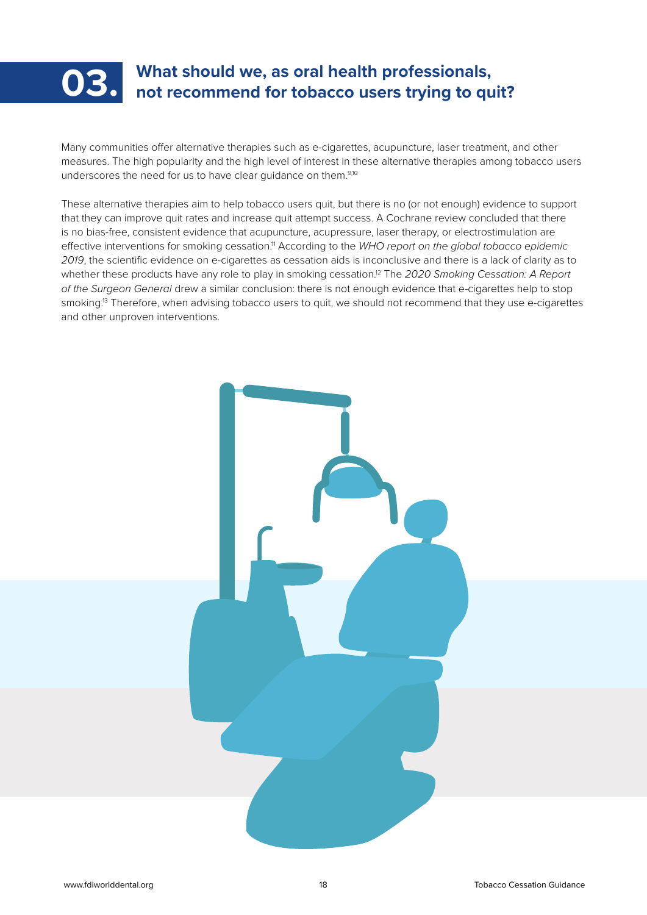# 03. What should we, as oral health professionals, not recommend for tobacco users trying to quit?

Many communities offer alternative therapies such as e-cigarettes, acupuncture, laser treatment, and other measures. The high popularity and the high level of interest in these alternative therapies among tobacco users underscores the need for us to have clear guidance on them.[9,10]

These alternative therapies aim to help tobacco users quit, but there is no (or not enough) evidence to support that they can improve quit rates and increase quit attempt success. A Cochrane review concluded that there is no bias-free, consistent evidence that acupuncture, acupressure, laser therapy, or electrostimulation are effective interventions for smoking cessation.[11] According to the *WHO report on the global tobacco epidemic 2019*, the scientific evidence on e-cigarettes as cessation aids is inconclusive and there is a lack of clarity as to whether these products have any role to play in smoking cessation.[12] The *2020 Smoking Cessation: A Report of the Surgeon General* drew a similar conclusion: there is not enough evidence that e-cigarettes help to stop smoking.[13] Therefore, when advising tobacco users to quit, we should not recommend that they use e-cigarettes and other unproven interventions.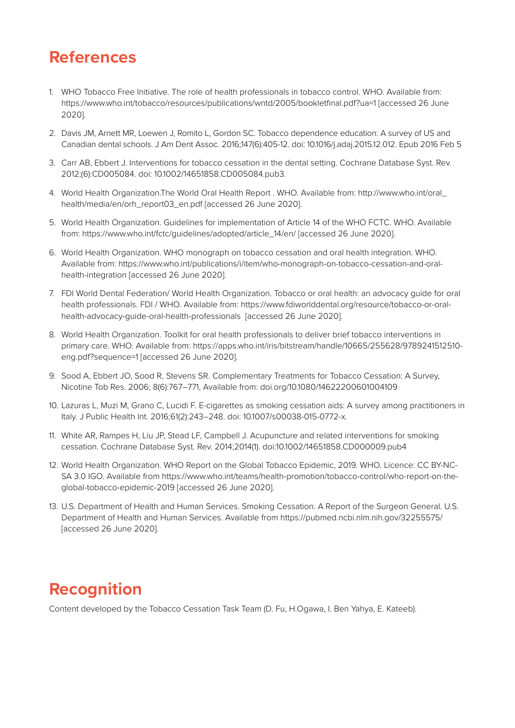# References

1. WHO Tobacco Free Initiative. The role of health professionals in tobacco control. WHO. Available from: https://www.who.int/tobacco/resources/publications/wntd/2005/bookletfinal.pdf?ua=1 [accessed 26 June 2020].
2. Davis JM, Arnett MR, Loewen J, Romito L, Gordon SC. Tobacco dependence education: A survey of US and Canadian dental schools. J Am Dent Assoc. 2016;147(6):405-12. doi: 10.1016/j.adaj.2015.12.012. Epub 2016 Feb 5
3. Carr AB, Ebbert J. Interventions for tobacco cessation in the dental setting. Cochrane Database Syst. Rev. 2012;(6):CD005084. doi: 10.1002/14651858.CD005084.pub3.
4. World Health Organization.The World Oral Health Report . WHO. Available from: http://www.who.int/oral_health/media/en/orh_report03_en.pdf [accessed 26 June 2020].
5. World Health Organization. Guidelines for implementation of Article 14 of the WHO FCTC. WHO. Available from: https://www.who.int/fctc/guidelines/adopted/article_14/en/ [accessed 26 June 2020].
6. World Health Organization. WHO monograph on tobacco cessation and oral health integration. WHO. Available from: https://www.who.int/publications/i/item/who-monograph-on-tobacco-cessation-and-oral-health-integration [accessed 26 June 2020].
7. FDI World Dental Federation/ World Health Organization. Tobacco or oral health: an advocacy guide for oral health professionals. FDI / WHO. Available from: https://www.fdiworlddental.org/resource/tobacco-or-oral-health-advocacy-guide-oral-health-professionals [accessed 26 June 2020].
8. World Health Organization. Toolkit for oral health professionals to deliver brief tobacco interventions in primary care. WHO. Available from: https://apps.who.int/iris/bitstream/handle/10665/255628/9789241512510-eng.pdf?sequence=1 [accessed 26 June 2020].
9. Sood A, Ebbert JO, Sood R, Stevens SR. Complementary Treatments for Tobacco Cessation: A Survey, Nicotine Tob Res. 2006; 8(6):767–771, Available from: doi.org/10.1080/14622200601004109
10. Lazuras L, Muzi M, Grano C, Lucidi F. E-cigarettes as smoking cessation aids: A survey among practitioners in Italy. J Public Health Int. 2016;61(2):243–248. doi: 10.1007/s00038-015-0772-x.
11. White AR, Rampes H, Liu JP, Stead LF, Campbell J. Acupuncture and related interventions for smoking cessation. Cochrane Database Syst. Rev. 2014;2014(1). doi:10.1002/14651858.CD000009.pub4
12. World Health Organization. WHO Report on the Global Tobacco Epidemic, 2019. WHO. Licence: CC BY-NC-SA 3.0 IGO. Available from https://www.who.int/teams/health-promotion/tobacco-control/who-report-on-the-global-tobacco-epidemic-2019 [accessed 26 June 2020].
13. U.S. Department of Health and Human Services. Smoking Cessation. A Report of the Surgeon General. U.S. Department of Health and Human Services. Available from https://pubmed.ncbi.nlm.nih.gov/32255575/ [accessed 26 June 2020].

# Recognition

Content developed by the Tobacco Cessation Task Team (D. Fu, H.Ogawa, I. Ben Yahya, E. Kateeb).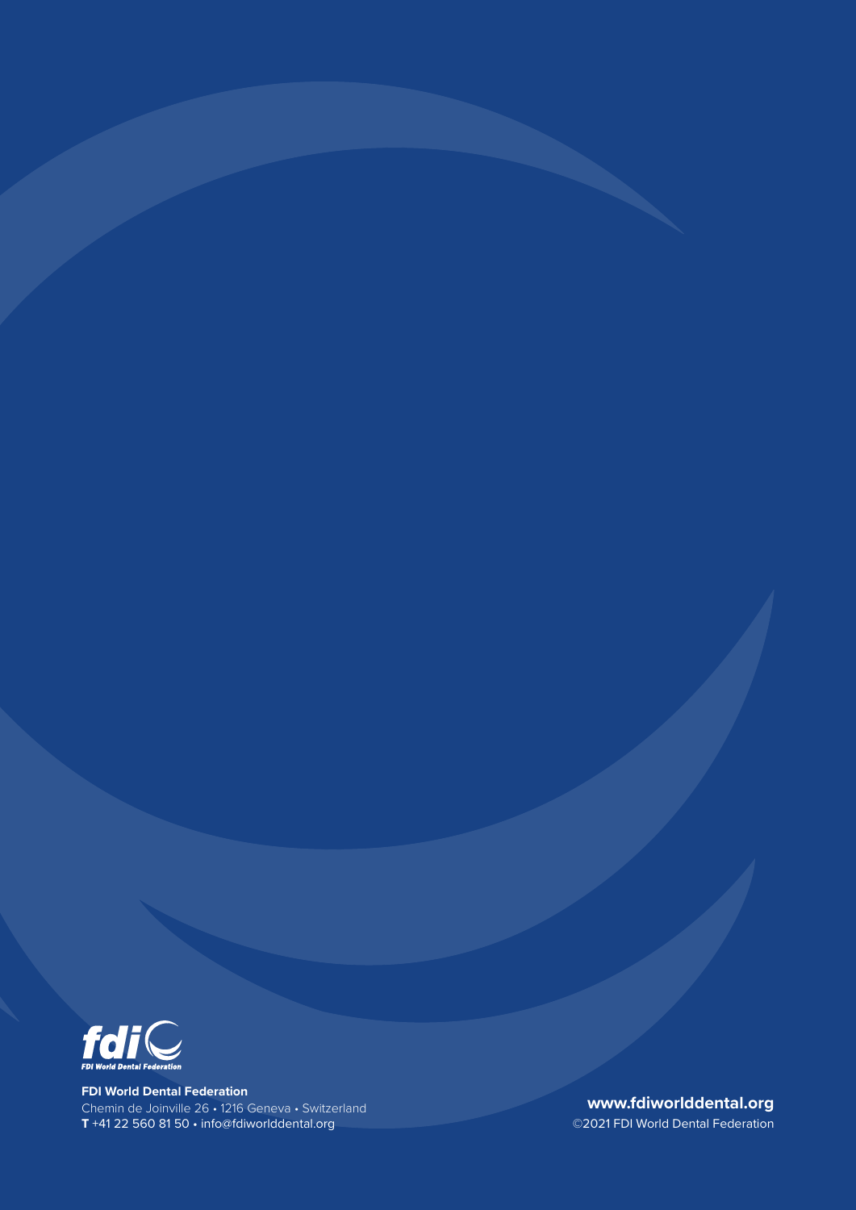fdi

FDI World Dental Federation

**FDI World Dental Federation**
Chemin de Joinville 26 • 1216 Geneva • Switzerland
**T** +41 22 560 81 50 • info@fdiworlddental.org

**www.fdiworlddental.org**
©2021 FDI World Dental Federation